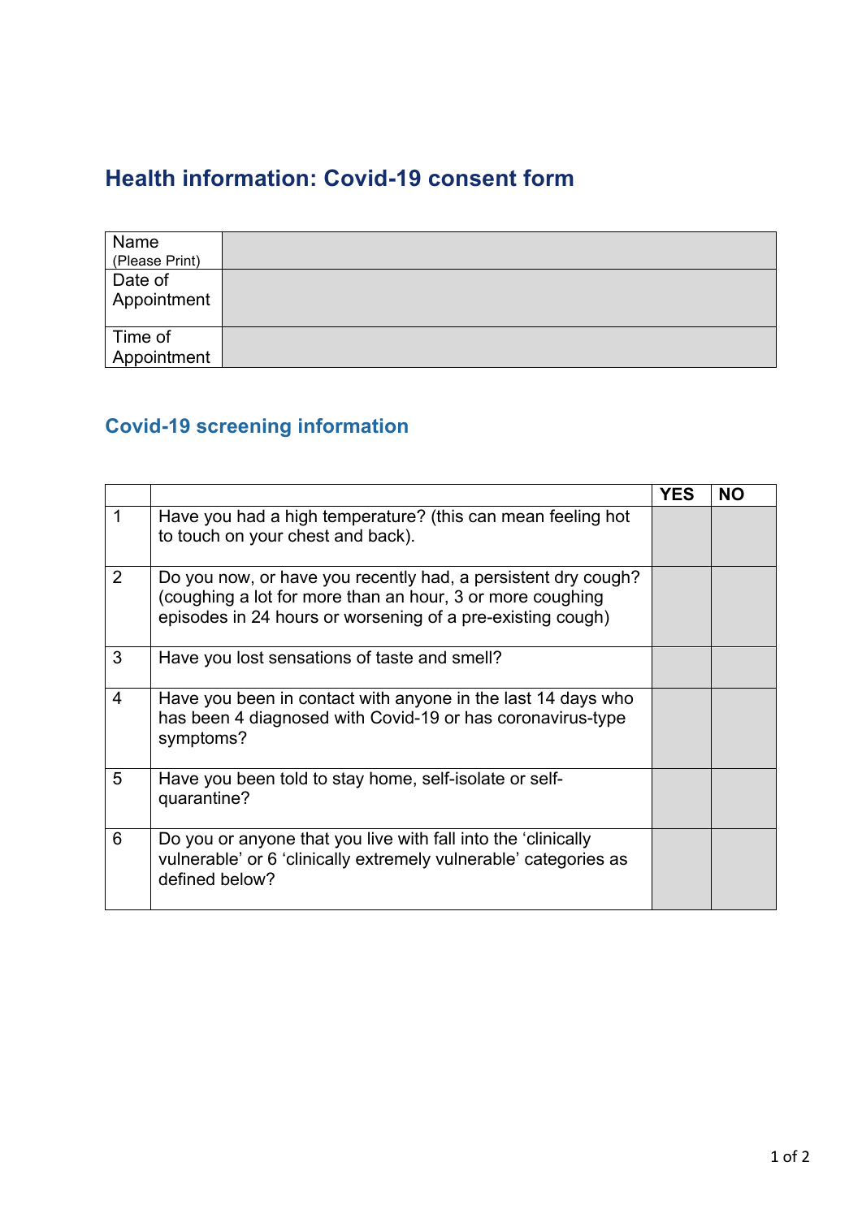# Health information: Covid-19 consent form

| Name (Please Print) | |
|---|---|
| Date of Appointment | |
| Time of Appointment | |

## Covid-19 screening information

| | | YES | NO |
|---|---|---|---|
| 1 | Have you had a high temperature? (this can mean feeling hot to touch on your chest and back). | | |
| 2 | Do you now, or have you recently had, a persistent dry cough? (coughing a lot for more than an hour, 3 or more coughing episodes in 24 hours or worsening of a pre-existing cough) | | |
| 3 | Have you lost sensations of taste and smell? | | |
| 4 | Have you been in contact with anyone in the last 14 days who has been 4 diagnosed with Covid-19 or has coronavirus-type symptoms? | | |
| 5 | Have you been told to stay home, self-isolate or self-quarantine? | | |
| 6 | Do you or anyone that you live with fall into the 'clinically vulnerable' or 6 'clinically extremely vulnerable' categories as defined below? | | |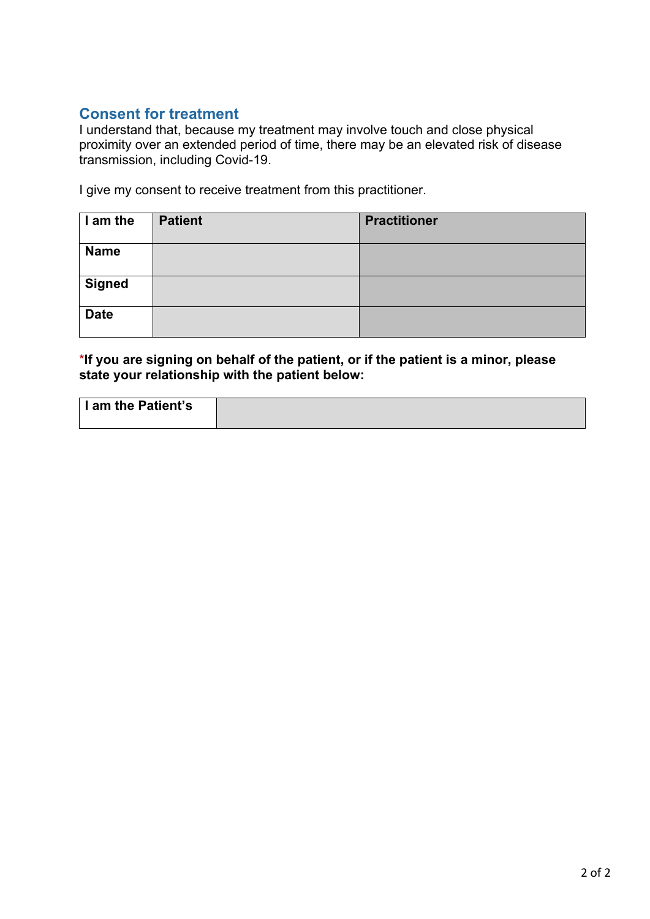## Consent for treatment

I understand that, because my treatment may involve touch and close physical proximity over an extended period of time, there may be an elevated risk of disease transmission, including Covid-19.

I give my consent to receive treatment from this practitioner.

| I am the | Patient | Practitioner |
|---|---|---|
| **Name** | | |
| **Signed** | | |
| **Date** | | |

***If you are signing on behalf of the patient, or if the patient is a minor, please state your relationship with the patient below:**

| | |
|---|---|
| **I am the Patient's** | |